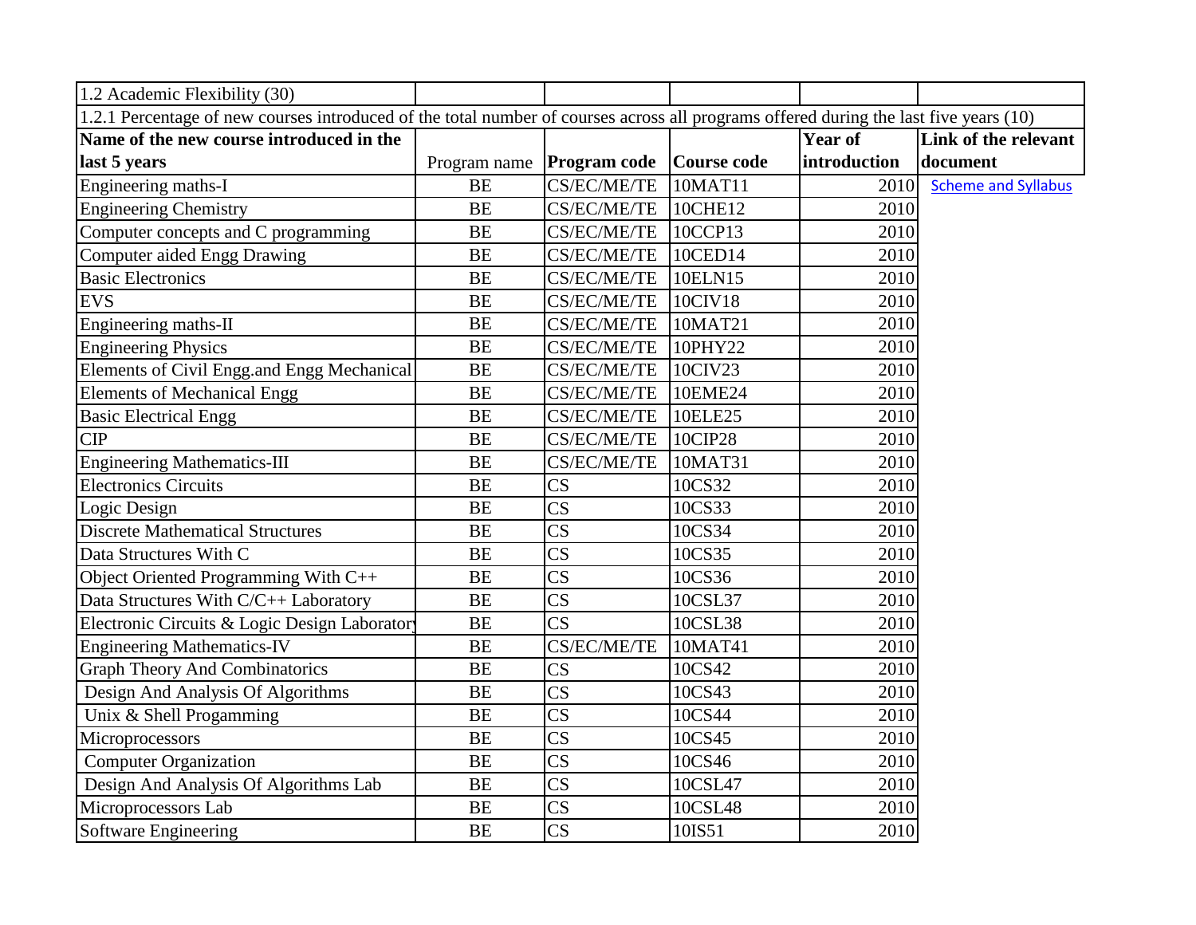| 1.2 Academic Flexibility (30) | | | | | |
|---|---|---|---|---|---|
| 1.2.1 Percentage of new courses introduced of the total number of courses across all programs offered during the last five years (10) | | | | | |
| **Name of the new course introduced in the last 5 years** | Program name | **Program code** | **Course code** | **Year of introduction** | **Link of the relevant document** |
| Engineering maths-I | BE | CS/EC/ME/TE | 10MAT11 | 2010 | Scheme and Syllabus |
| Engineering Chemistry | BE | CS/EC/ME/TE | 10CHE12 | 2010 | |
| Computer concepts and C programming | BE | CS/EC/ME/TE | 10CCP13 | 2010 | |
| Computer aided Engg Drawing | BE | CS/EC/ME/TE | 10CED14 | 2010 | |
| Basic Electronics | BE | CS/EC/ME/TE | 10ELN15 | 2010 | |
| EVS | BE | CS/EC/ME/TE | 10CIV18 | 2010 | |
| Engineering maths-II | BE | CS/EC/ME/TE | 10MAT21 | 2010 | |
| Engineering Physics | BE | CS/EC/ME/TE | 10PHY22 | 2010 | |
| Elements of Civil Engg.and Engg Mechanical | BE | CS/EC/ME/TE | 10CIV23 | 2010 | |
| Elements of Mechanical Engg | BE | CS/EC/ME/TE | 10EME24 | 2010 | |
| Basic Electrical Engg | BE | CS/EC/ME/TE | 10ELE25 | 2010 | |
| CIP | BE | CS/EC/ME/TE | 10CIP28 | 2010 | |
| Engineering Mathematics-III | BE | CS/EC/ME/TE | 10MAT31 | 2010 | |
| Electronics Circuits | BE | CS | 10CS32 | 2010 | |
| Logic Design | BE | CS | 10CS33 | 2010 | |
| Discrete Mathematical Structures | BE | CS | 10CS34 | 2010 | |
| Data Structures With C | BE | CS | 10CS35 | 2010 | |
| Object Oriented Programming With C++ | BE | CS | 10CS36 | 2010 | |
| Data Structures With C/C++ Laboratory | BE | CS | 10CSL37 | 2010 | |
| Electronic Circuits & Logic Design Laboratory | BE | CS | 10CSL38 | 2010 | |
| Engineering Mathematics-IV | BE | CS/EC/ME/TE | 10MAT41 | 2010 | |
| Graph Theory And Combinatorics | BE | CS | 10CS42 | 2010 | |
| Design And Analysis Of Algorithms | BE | CS | 10CS43 | 2010 | |
| Unix & Shell Progamming | BE | CS | 10CS44 | 2010 | |
| Microprocessors | BE | CS | 10CS45 | 2010 | |
| Computer Organization | BE | CS | 10CS46 | 2010 | |
| Design And Analysis Of Algorithms Lab | BE | CS | 10CSL47 | 2010 | |
| Microprocessors Lab | BE | CS | 10CSL48 | 2010 | |
| Software Engineering | BE | CS | 10IS51 | 2010 | |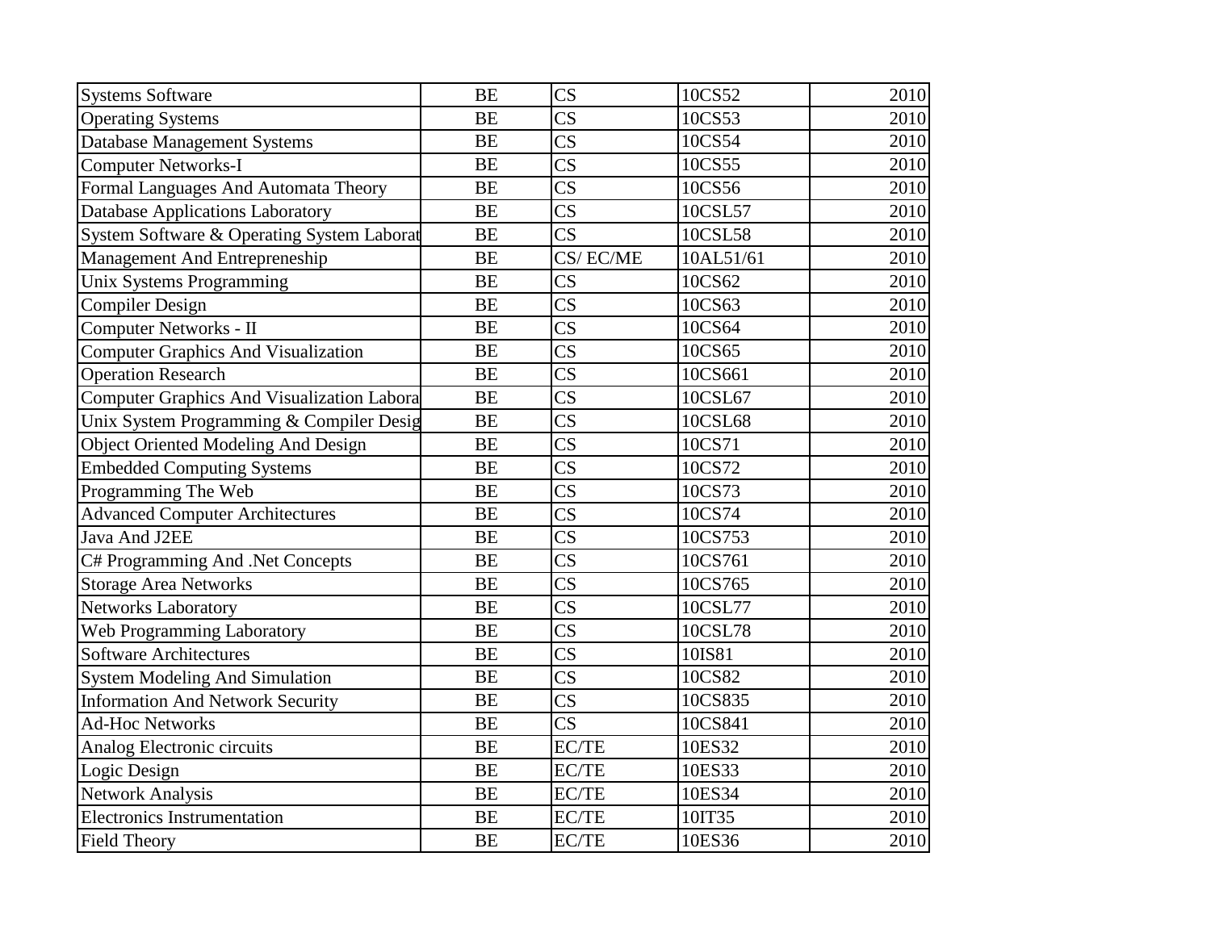| | | | | |
|---|---|---|---|---|
| Systems Software | BE | CS | 10CS52 | 2010 |
| Operating Systems | BE | CS | 10CS53 | 2010 |
| Database Management Systems | BE | CS | 10CS54 | 2010 |
| Computer Networks-I | BE | CS | 10CS55 | 2010 |
| Formal Languages And Automata Theory | BE | CS | 10CS56 | 2010 |
| Database Applications Laboratory | BE | CS | 10CSL57 | 2010 |
| System Software & Operating System Laborat | BE | CS | 10CSL58 | 2010 |
| Management And Entrepreneship | BE | CS/ EC/ME | 10AL51/61 | 2010 |
| Unix Systems Programming | BE | CS | 10CS62 | 2010 |
| Compiler Design | BE | CS | 10CS63 | 2010 |
| Computer Networks - II | BE | CS | 10CS64 | 2010 |
| Computer Graphics And Visualization | BE | CS | 10CS65 | 2010 |
| Operation Research | BE | CS | 10CS661 | 2010 |
| Computer Graphics And Visualization Labora | BE | CS | 10CSL67 | 2010 |
| Unix System Programming & Compiler Desig | BE | CS | 10CSL68 | 2010 |
| Object Oriented Modeling And Design | BE | CS | 10CS71 | 2010 |
| Embedded Computing Systems | BE | CS | 10CS72 | 2010 |
| Programming The Web | BE | CS | 10CS73 | 2010 |
| Advanced Computer Architectures | BE | CS | 10CS74 | 2010 |
| Java And J2EE | BE | CS | 10CS753 | 2010 |
| C# Programming And .Net Concepts | BE | CS | 10CS761 | 2010 |
| Storage Area Networks | BE | CS | 10CS765 | 2010 |
| Networks Laboratory | BE | CS | 10CSL77 | 2010 |
| Web Programming Laboratory | BE | CS | 10CSL78 | 2010 |
| Software Architectures | BE | CS | 10IS81 | 2010 |
| System Modeling And Simulation | BE | CS | 10CS82 | 2010 |
| Information And Network Security | BE | CS | 10CS835 | 2010 |
| Ad-Hoc Networks | BE | CS | 10CS841 | 2010 |
| Analog Electronic circuits | BE | EC/TE | 10ES32 | 2010 |
| Logic Design | BE | EC/TE | 10ES33 | 2010 |
| Network Analysis | BE | EC/TE | 10ES34 | 2010 |
| Electronics Instrumentation | BE | EC/TE | 10IT35 | 2010 |
| Field Theory | BE | EC/TE | 10ES36 | 2010 |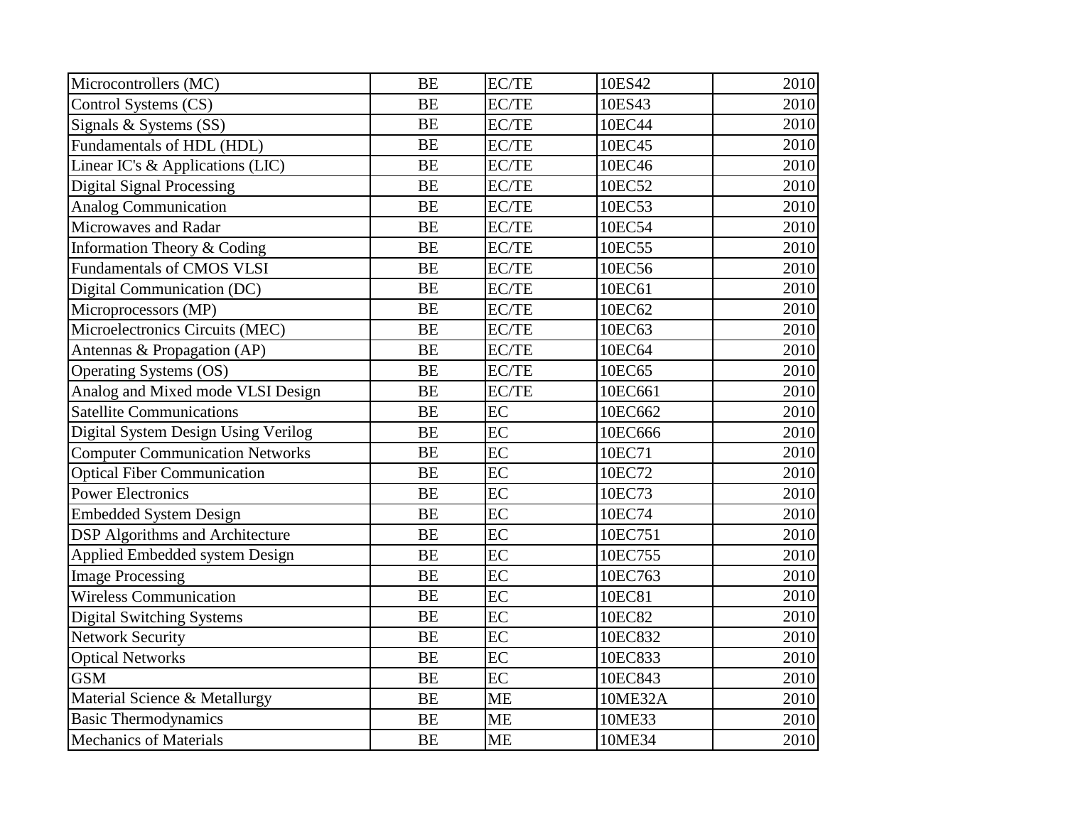| Microcontrollers (MC) | BE | EC/TE | 10ES42 | 2010 |
|---|---|---|---|---|
| Control Systems (CS) | BE | EC/TE | 10ES43 | 2010 |
| Signals & Systems (SS) | BE | EC/TE | 10EC44 | 2010 |
| Fundamentals of HDL (HDL) | BE | EC/TE | 10EC45 | 2010 |
| Linear IC's & Applications (LIC) | BE | EC/TE | 10EC46 | 2010 |
| Digital Signal Processing | BE | EC/TE | 10EC52 | 2010 |
| Analog Communication | BE | EC/TE | 10EC53 | 2010 |
| Microwaves and Radar | BE | EC/TE | 10EC54 | 2010 |
| Information Theory & Coding | BE | EC/TE | 10EC55 | 2010 |
| Fundamentals of CMOS VLSI | BE | EC/TE | 10EC56 | 2010 |
| Digital Communication (DC) | BE | EC/TE | 10EC61 | 2010 |
| Microprocessors (MP) | BE | EC/TE | 10EC62 | 2010 |
| Microelectronics Circuits (MEC) | BE | EC/TE | 10EC63 | 2010 |
| Antennas & Propagation (AP) | BE | EC/TE | 10EC64 | 2010 |
| Operating Systems (OS) | BE | EC/TE | 10EC65 | 2010 |
| Analog and Mixed mode VLSI Design | BE | EC/TE | 10EC661 | 2010 |
| Satellite Communications | BE | EC | 10EC662 | 2010 |
| Digital System Design Using Verilog | BE | EC | 10EC666 | 2010 |
| Computer Communication Networks | BE | EC | 10EC71 | 2010 |
| Optical Fiber Communication | BE | EC | 10EC72 | 2010 |
| Power Electronics | BE | EC | 10EC73 | 2010 |
| Embedded System Design | BE | EC | 10EC74 | 2010 |
| DSP Algorithms and Architecture | BE | EC | 10EC751 | 2010 |
| Applied Embedded system Design | BE | EC | 10EC755 | 2010 |
| Image Processing | BE | EC | 10EC763 | 2010 |
| Wireless Communication | BE | EC | 10EC81 | 2010 |
| Digital Switching Systems | BE | EC | 10EC82 | 2010 |
| Network Security | BE | EC | 10EC832 | 2010 |
| Optical Networks | BE | EC | 10EC833 | 2010 |
| GSM | BE | EC | 10EC843 | 2010 |
| Material Science & Metallurgy | BE | ME | 10ME32A | 2010 |
| Basic Thermodynamics | BE | ME | 10ME33 | 2010 |
| Mechanics of Materials | BE | ME | 10ME34 | 2010 |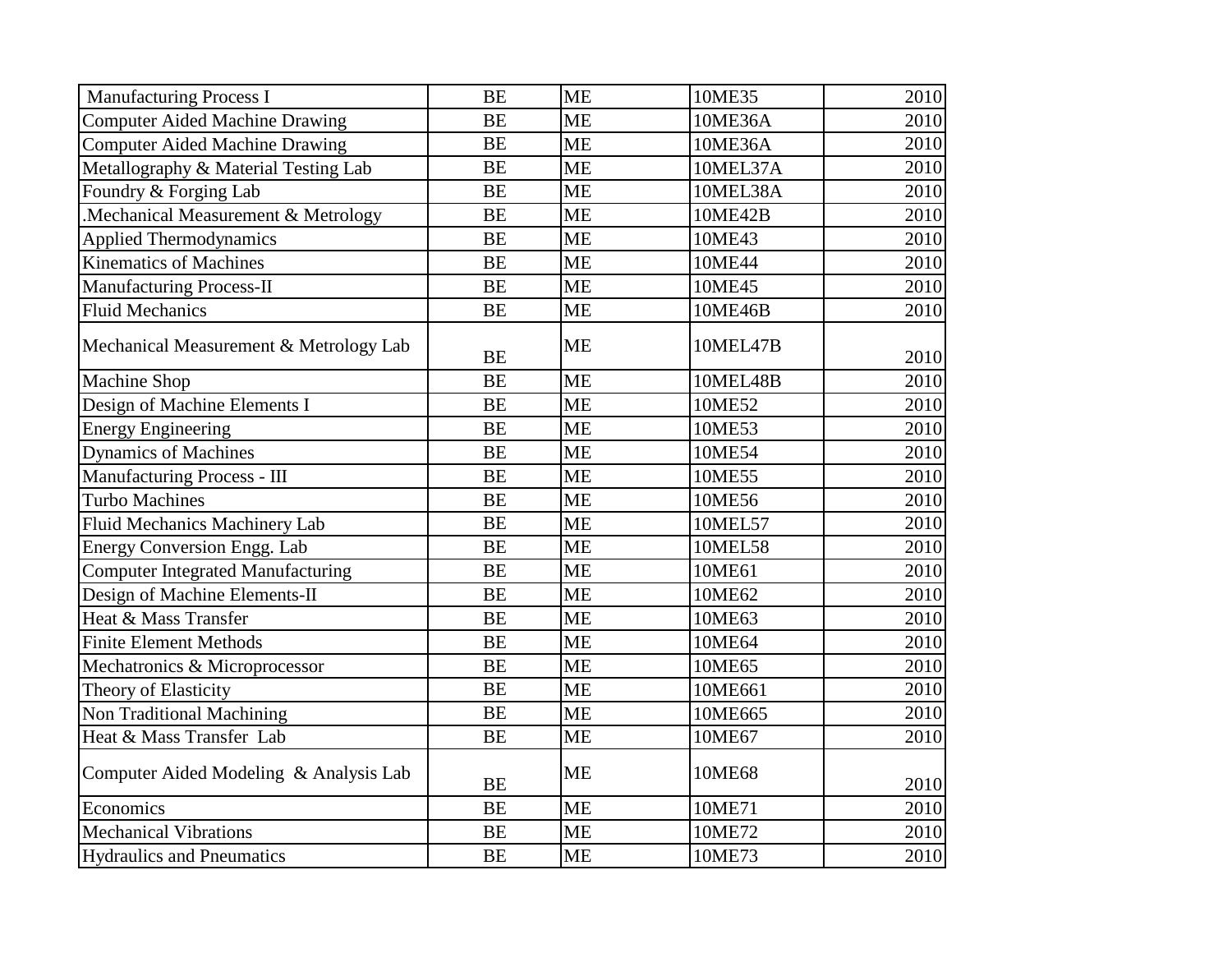| | | | | |
|---|---|---|---|---|
| Manufacturing Process I | BE | ME | 10ME35 | 2010 |
| Computer Aided Machine Drawing | BE | ME | 10ME36A | 2010 |
| Computer Aided Machine Drawing | BE | ME | 10ME36A | 2010 |
| Metallography & Material Testing Lab | BE | ME | 10MEL37A | 2010 |
| Foundry & Forging Lab | BE | ME | 10MEL38A | 2010 |
| .Mechanical Measurement & Metrology | BE | ME | 10ME42B | 2010 |
| Applied Thermodynamics | BE | ME | 10ME43 | 2010 |
| Kinematics of Machines | BE | ME | 10ME44 | 2010 |
| Manufacturing Process-II | BE | ME | 10ME45 | 2010 |
| Fluid Mechanics | BE | ME | 10ME46B | 2010 |
| Mechanical Measurement & Metrology Lab | BE | ME | 10MEL47B | 2010 |
| Machine Shop | BE | ME | 10MEL48B | 2010 |
| Design of Machine Elements I | BE | ME | 10ME52 | 2010 |
| Energy Engineering | BE | ME | 10ME53 | 2010 |
| Dynamics of Machines | BE | ME | 10ME54 | 2010 |
| Manufacturing Process - III | BE | ME | 10ME55 | 2010 |
| Turbo Machines | BE | ME | 10ME56 | 2010 |
| Fluid Mechanics Machinery Lab | BE | ME | 10MEL57 | 2010 |
| Energy Conversion Engg. Lab | BE | ME | 10MEL58 | 2010 |
| Computer Integrated Manufacturing | BE | ME | 10ME61 | 2010 |
| Design of Machine Elements-II | BE | ME | 10ME62 | 2010 |
| Heat & Mass Transfer | BE | ME | 10ME63 | 2010 |
| Finite Element Methods | BE | ME | 10ME64 | 2010 |
| Mechatronics & Microprocessor | BE | ME | 10ME65 | 2010 |
| Theory of Elasticity | BE | ME | 10ME661 | 2010 |
| Non Traditional Machining | BE | ME | 10ME665 | 2010 |
| Heat & Mass Transfer Lab | BE | ME | 10ME67 | 2010 |
| Computer Aided Modeling & Analysis Lab | BE | ME | 10ME68 | 2010 |
| Economics | BE | ME | 10ME71 | 2010 |
| Mechanical Vibrations | BE | ME | 10ME72 | 2010 |
| Hydraulics and Pneumatics | BE | ME | 10ME73 | 2010 |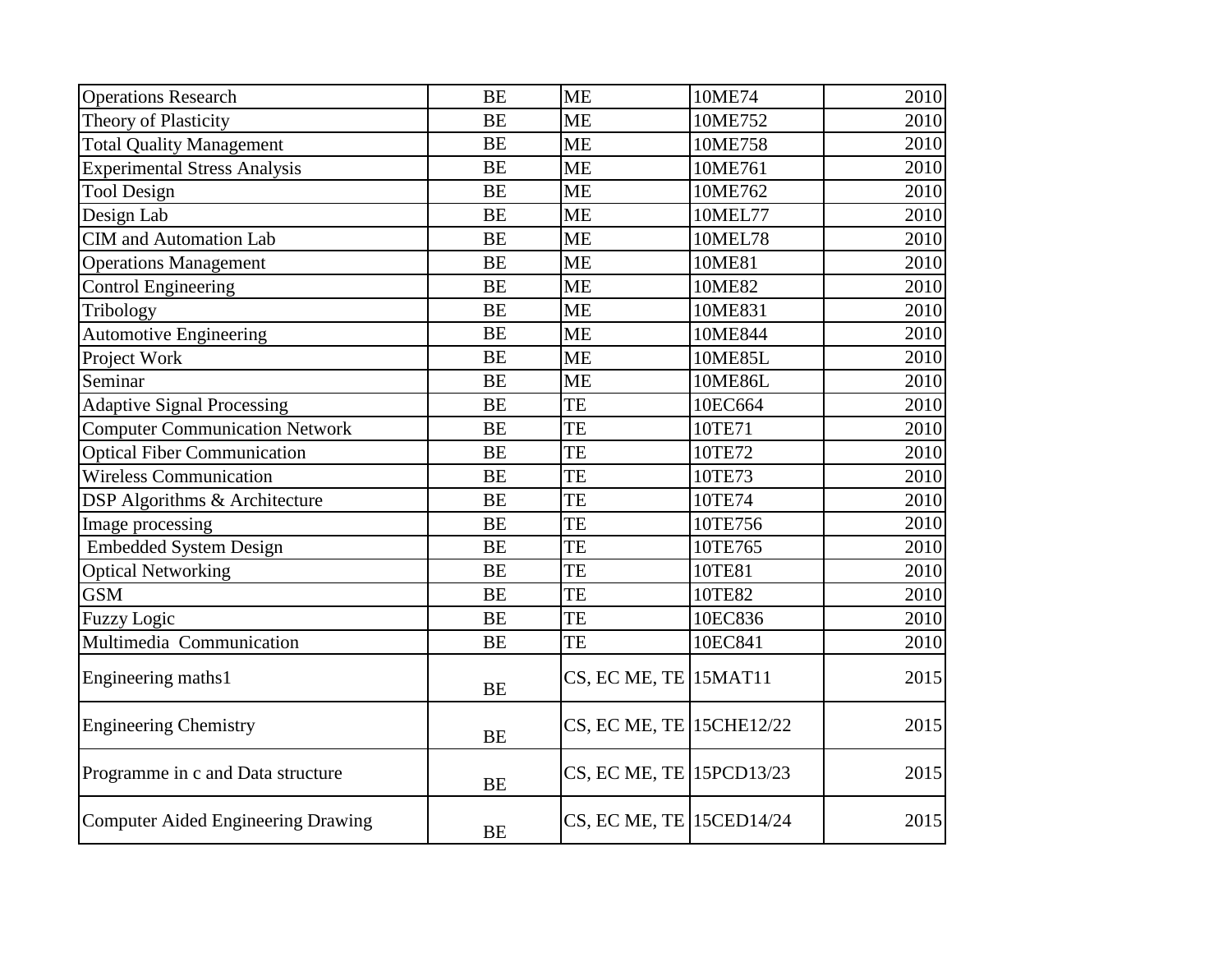| | | | | |
|---|---|---|---|---|
| Operations Research | BE | ME | 10ME74 | 2010 |
| Theory of Plasticity | BE | ME | 10ME752 | 2010 |
| Total Quality Management | BE | ME | 10ME758 | 2010 |
| Experimental Stress Analysis | BE | ME | 10ME761 | 2010 |
| Tool Design | BE | ME | 10ME762 | 2010 |
| Design Lab | BE | ME | 10MEL77 | 2010 |
| CIM and Automation Lab | BE | ME | 10MEL78 | 2010 |
| Operations Management | BE | ME | 10ME81 | 2010 |
| Control Engineering | BE | ME | 10ME82 | 2010 |
| Tribology | BE | ME | 10ME831 | 2010 |
| Automotive Engineering | BE | ME | 10ME844 | 2010 |
| Project Work | BE | ME | 10ME85L | 2010 |
| Seminar | BE | ME | 10ME86L | 2010 |
| Adaptive Signal Processing | BE | TE | 10EC664 | 2010 |
| Computer Communication Network | BE | TE | 10TE71 | 2010 |
| Optical Fiber Communication | BE | TE | 10TE72 | 2010 |
| Wireless Communication | BE | TE | 10TE73 | 2010 |
| DSP Algorithms & Architecture | BE | TE | 10TE74 | 2010 |
| Image processing | BE | TE | 10TE756 | 2010 |
| Embedded System Design | BE | TE | 10TE765 | 2010 |
| Optical Networking | BE | TE | 10TE81 | 2010 |
| GSM | BE | TE | 10TE82 | 2010 |
| Fuzzy Logic | BE | TE | 10EC836 | 2010 |
| Multimedia Communication | BE | TE | 10EC841 | 2010 |
| Engineering maths1 | BE | CS, EC ME, TE | 15MAT11 | 2015 |
| Engineering Chemistry | BE | CS, EC ME, TE | 15CHE12/22 | 2015 |
| Programme in c and Data structure | BE | CS, EC ME, TE | 15PCD13/23 | 2015 |
| Computer Aided Engineering Drawing | BE | CS, EC ME, TE | 15CED14/24 | 2015 |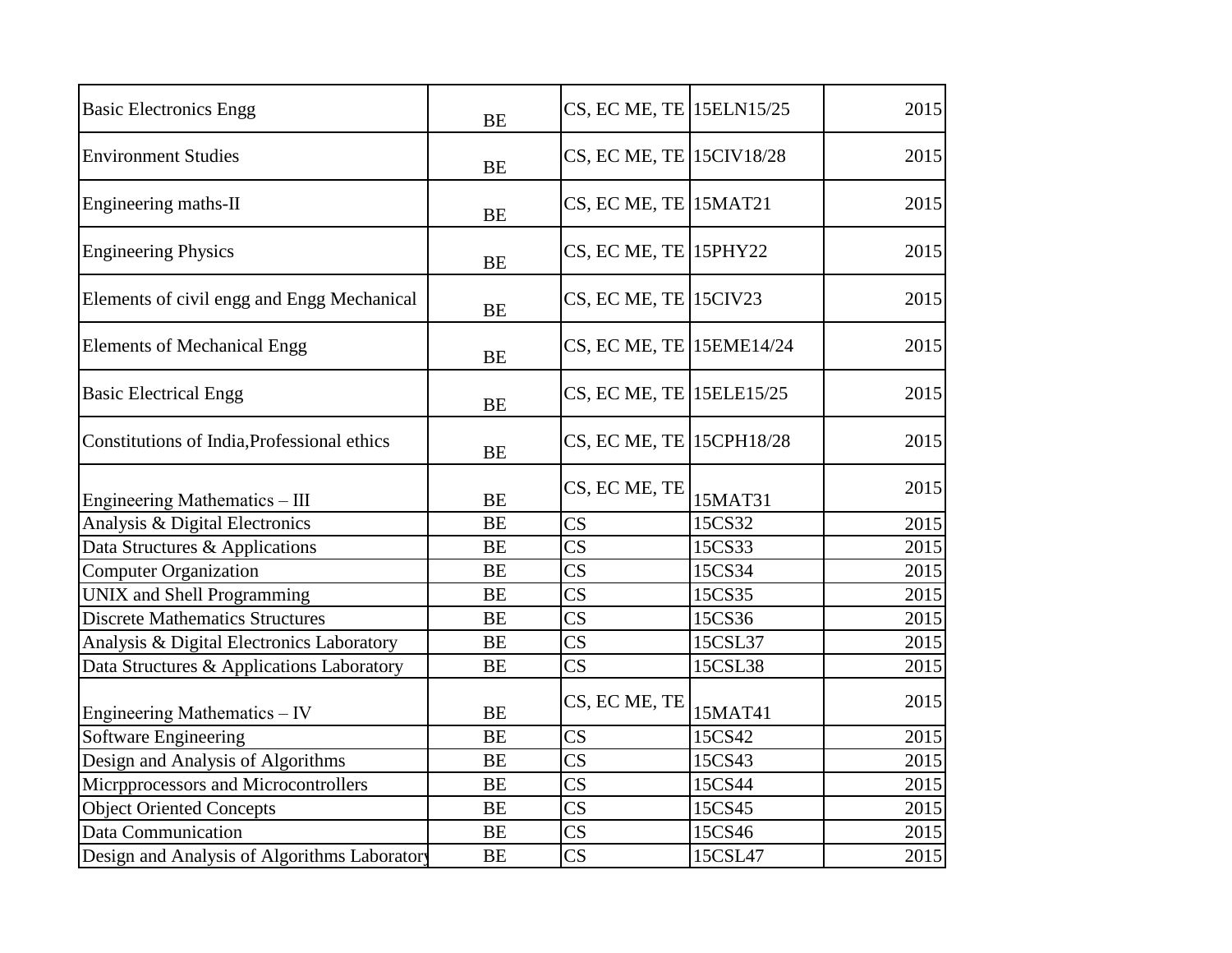| Basic Electronics Engg | BE | CS, EC ME, TE | 15ELN15/25 | 2015 |
|---|---|---|---|---|
| Environment Studies | BE | CS, EC ME, TE | 15CIV18/28 | 2015 |
| Engineering maths-II | BE | CS, EC ME, TE | 15MAT21 | 2015 |
| Engineering Physics | BE | CS, EC ME, TE | 15PHY22 | 2015 |
| Elements of civil engg and Engg Mechanical | BE | CS, EC ME, TE | 15CIV23 | 2015 |
| Elements of Mechanical Engg | BE | CS, EC ME, TE | 15EME14/24 | 2015 |
| Basic Electrical Engg | BE | CS, EC ME, TE | 15ELE15/25 | 2015 |
| Constitutions of India,Professional ethics | BE | CS, EC ME, TE | 15CPH18/28 | 2015 |
| Engineering Mathematics – III | BE | CS, EC ME, TE | 15MAT31 | 2015 |
| Analysis & Digital Electronics | BE | CS | 15CS32 | 2015 |
| Data Structures & Applications | BE | CS | 15CS33 | 2015 |
| Computer Organization | BE | CS | 15CS34 | 2015 |
| UNIX and Shell Programming | BE | CS | 15CS35 | 2015 |
| Discrete Mathematics Structures | BE | CS | 15CS36 | 2015 |
| Analysis & Digital Electronics Laboratory | BE | CS | 15CSL37 | 2015 |
| Data Structures & Applications Laboratory | BE | CS | 15CSL38 | 2015 |
| Engineering Mathematics – IV | BE | CS, EC ME, TE | 15MAT41 | 2015 |
| Software Engineering | BE | CS | 15CS42 | 2015 |
| Design and Analysis of Algorithms | BE | CS | 15CS43 | 2015 |
| Micrpprocessors and Microcontrollers | BE | CS | 15CS44 | 2015 |
| Object Oriented Concepts | BE | CS | 15CS45 | 2015 |
| Data Communication | BE | CS | 15CS46 | 2015 |
| Design and Analysis of Algorithms Laboratory | BE | CS | 15CSL47 | 2015 |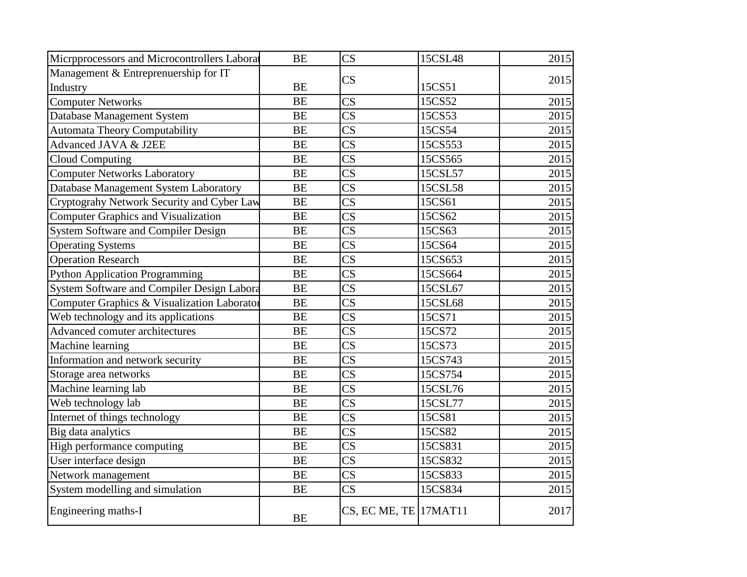| Micrpprocessors and Microcontrollers Laborat | BE | CS | 15CSL48 | 2015 |
|---|---|---|---|---|
| Management & Entreprenuership for IT Industry | BE | CS | 15CS51 | 2015 |
| Computer Networks | BE | CS | 15CS52 | 2015 |
| Database Management System | BE | CS | 15CS53 | 2015 |
| Automata Theory Computability | BE | CS | 15CS54 | 2015 |
| Advanced JAVA & J2EE | BE | CS | 15CS553 | 2015 |
| Cloud Computing | BE | CS | 15CS565 | 2015 |
| Computer Networks Laboratory | BE | CS | 15CSL57 | 2015 |
| Database Management System Laboratory | BE | CS | 15CSL58 | 2015 |
| Cryptograhy Network Security and Cyber Law | BE | CS | 15CS61 | 2015 |
| Computer Graphics and Visualization | BE | CS | 15CS62 | 2015 |
| System Software and Compiler Design | BE | CS | 15CS63 | 2015 |
| Operating Systems | BE | CS | 15CS64 | 2015 |
| Operation Research | BE | CS | 15CS653 | 2015 |
| Python Application Programming | BE | CS | 15CS664 | 2015 |
| System Software and Compiler Design Labora | BE | CS | 15CSL67 | 2015 |
| Computer Graphics & Visualization Laborator | BE | CS | 15CSL68 | 2015 |
| Web technology and its applications | BE | CS | 15CS71 | 2015 |
| Advanced comuter architectures | BE | CS | 15CS72 | 2015 |
| Machine learning | BE | CS | 15CS73 | 2015 |
| Information and network security | BE | CS | 15CS743 | 2015 |
| Storage area networks | BE | CS | 15CS754 | 2015 |
| Machine learning lab | BE | CS | 15CSL76 | 2015 |
| Web technology lab | BE | CS | 15CSL77 | 2015 |
| Internet of things technology | BE | CS | 15CS81 | 2015 |
| Big data analytics | BE | CS | 15CS82 | 2015 |
| High performance computing | BE | CS | 15CS831 | 2015 |
| User interface design | BE | CS | 15CS832 | 2015 |
| Network management | BE | CS | 15CS833 | 2015 |
| System modelling and simulation | BE | CS | 15CS834 | 2015 |
| Engineering maths-I | BE | CS, EC ME, TE | 17MAT11 | 2017 |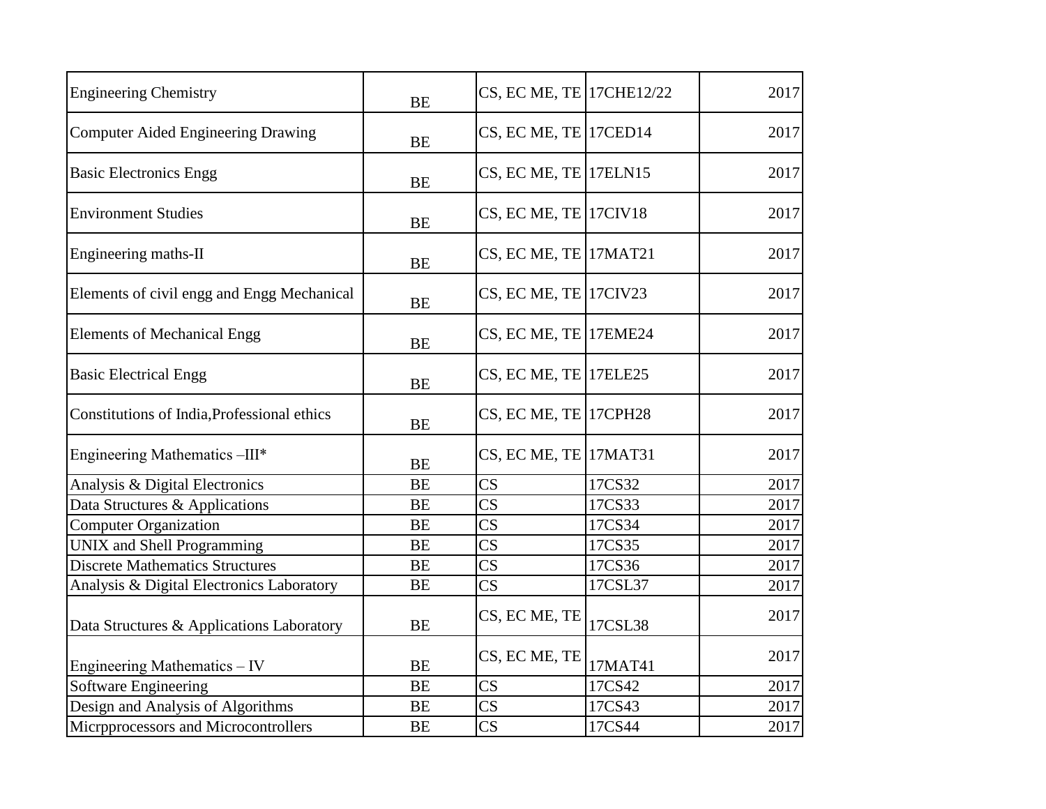| Engineering Chemistry | BE | CS, EC ME, TE | 17CHE12/22 | 2017 |
|---|---|---|---|---|
| Computer Aided Engineering Drawing | BE | CS, EC ME, TE | 17CED14 | 2017 |
| Basic Electronics Engg | BE | CS, EC ME, TE | 17ELN15 | 2017 |
| Environment Studies | BE | CS, EC ME, TE | 17CIV18 | 2017 |
| Engineering maths-II | BE | CS, EC ME, TE | 17MAT21 | 2017 |
| Elements of civil engg and Engg Mechanical | BE | CS, EC ME, TE | 17CIV23 | 2017 |
| Elements of Mechanical Engg | BE | CS, EC ME, TE | 17EME24 | 2017 |
| Basic Electrical Engg | BE | CS, EC ME, TE | 17ELE25 | 2017 |
| Constitutions of India,Professional ethics | BE | CS, EC ME, TE | 17CPH28 | 2017 |
| Engineering Mathematics –III* | BE | CS, EC ME, TE | 17MAT31 | 2017 |
| Analysis & Digital Electronics | BE | CS | 17CS32 | 2017 |
| Data Structures & Applications | BE | CS | 17CS33 | 2017 |
| Computer Organization | BE | CS | 17CS34 | 2017 |
| UNIX and Shell Programming | BE | CS | 17CS35 | 2017 |
| Discrete Mathematics Structures | BE | CS | 17CS36 | 2017 |
| Analysis & Digital Electronics Laboratory | BE | CS | 17CSL37 | 2017 |
| Data Structures & Applications Laboratory | BE | CS, EC ME, TE | 17CSL38 | 2017 |
| Engineering Mathematics – IV | BE | CS, EC ME, TE | 17MAT41 | 2017 |
| Software Engineering | BE | CS | 17CS42 | 2017 |
| Design and Analysis of Algorithms | BE | CS | 17CS43 | 2017 |
| Micrpprocessors and Microcontrollers | BE | CS | 17CS44 | 2017 |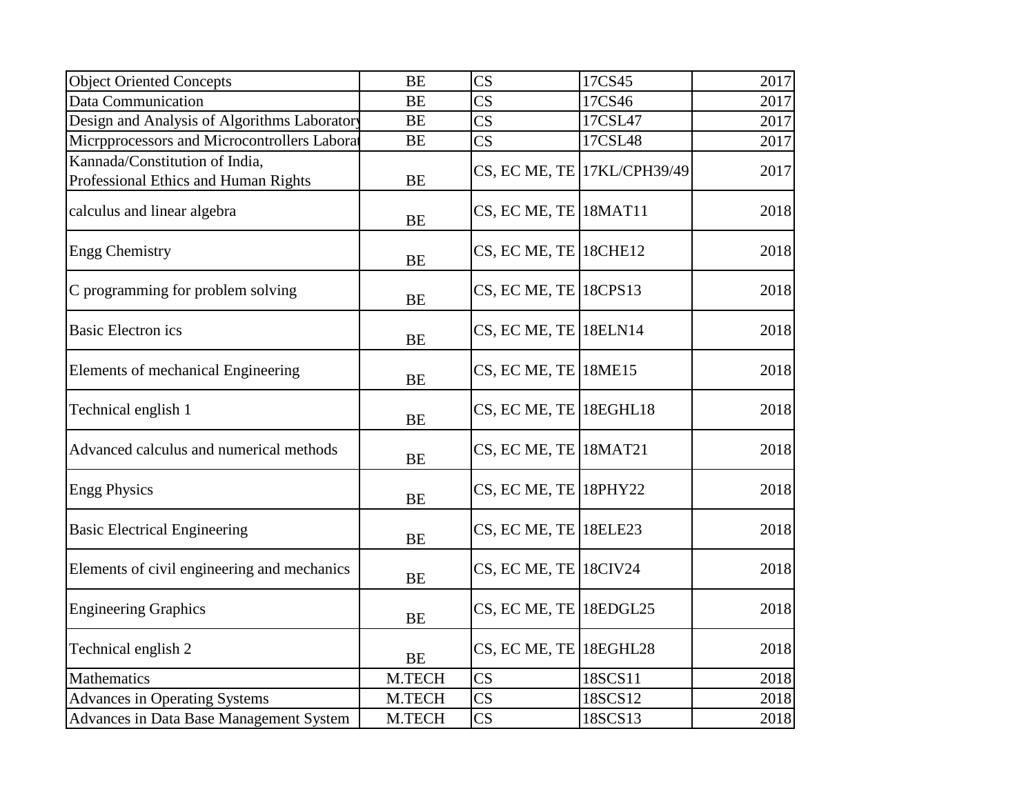| Object Oriented Concepts | BE | CS | 17CS45 | 2017 |
|---|---|---|---|---|
| Data Communication | BE | CS | 17CS46 | 2017 |
| Design and Analysis of Algorithms Laboratory | BE | CS | 17CSL47 | 2017 |
| Micrpprocessors and Microcontrollers Laborat | BE | CS | 17CSL48 | 2017 |
| Kannada/Constitution of India, Professional Ethics and Human Rights | BE | CS, EC ME, TE | 17KL/CPH39/49 | 2017 |
| calculus and linear algebra | BE | CS, EC ME, TE | 18MAT11 | 2018 |
| Engg Chemistry | BE | CS, EC ME, TE | 18CHE12 | 2018 |
| C programming for problem solving | BE | CS, EC ME, TE | 18CPS13 | 2018 |
| Basic Electron ics | BE | CS, EC ME, TE | 18ELN14 | 2018 |
| Elements of mechanical Engineering | BE | CS, EC ME, TE | 18ME15 | 2018 |
| Technical english 1 | BE | CS, EC ME, TE | 18EGHL18 | 2018 |
| Advanced calculus and numerical methods | BE | CS, EC ME, TE | 18MAT21 | 2018 |
| Engg Physics | BE | CS, EC ME, TE | 18PHY22 | 2018 |
| Basic Electrical Engineering | BE | CS, EC ME, TE | 18ELE23 | 2018 |
| Elements of civil engineering and mechanics | BE | CS, EC ME, TE | 18CIV24 | 2018 |
| Engineering Graphics | BE | CS, EC ME, TE | 18EDGL25 | 2018 |
| Technical english 2 | BE | CS, EC ME, TE | 18EGHL28 | 2018 |
| Mathematics | M.TECH | CS | 18SCS11 | 2018 |
| Advances in Operating Systems | M.TECH | CS | 18SCS12 | 2018 |
| Advances in Data Base Management System | M.TECH | CS | 18SCS13 | 2018 |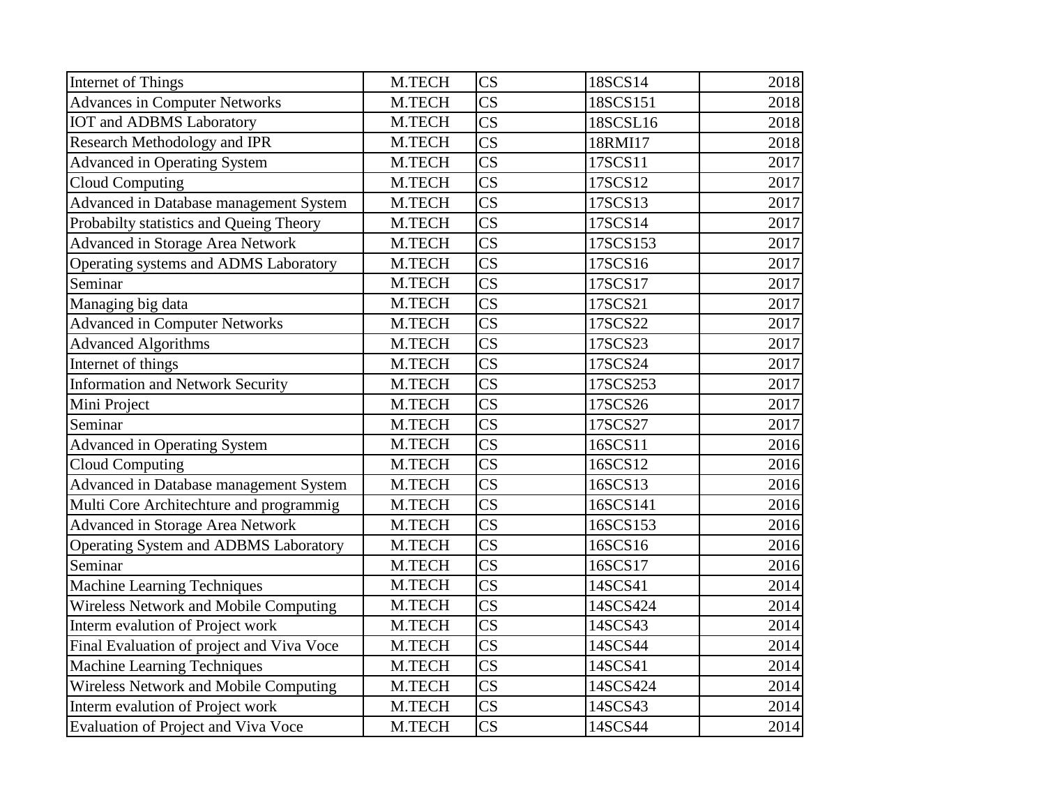| Internet of Things | M.TECH | CS | 18SCS14 | 2018 |
|---|---|---|---|---|
| Advances in Computer Networks | M.TECH | CS | 18SCS151 | 2018 |
| IOT and ADBMS Laboratory | M.TECH | CS | 18SCSL16 | 2018 |
| Research Methodology and IPR | M.TECH | CS | 18RMI17 | 2018 |
| Advanced in Operating System | M.TECH | CS | 17SCS11 | 2017 |
| Cloud Computing | M.TECH | CS | 17SCS12 | 2017 |
| Advanced in Database management System | M.TECH | CS | 17SCS13 | 2017 |
| Probabilty statistics and Queing Theory | M.TECH | CS | 17SCS14 | 2017 |
| Advanced in Storage Area Network | M.TECH | CS | 17SCS153 | 2017 |
| Operating systems and ADMS Laboratory | M.TECH | CS | 17SCS16 | 2017 |
| Seminar | M.TECH | CS | 17SCS17 | 2017 |
| Managing big data | M.TECH | CS | 17SCS21 | 2017 |
| Advanced in Computer Networks | M.TECH | CS | 17SCS22 | 2017 |
| Advanced Algorithms | M.TECH | CS | 17SCS23 | 2017 |
| Internet of things | M.TECH | CS | 17SCS24 | 2017 |
| Information and Network Security | M.TECH | CS | 17SCS253 | 2017 |
| Mini Project | M.TECH | CS | 17SCS26 | 2017 |
| Seminar | M.TECH | CS | 17SCS27 | 2017 |
| Advanced in Operating System | M.TECH | CS | 16SCS11 | 2016 |
| Cloud Computing | M.TECH | CS | 16SCS12 | 2016 |
| Advanced in Database management System | M.TECH | CS | 16SCS13 | 2016 |
| Multi Core Architechture and programmig | M.TECH | CS | 16SCS141 | 2016 |
| Advanced in Storage Area Network | M.TECH | CS | 16SCS153 | 2016 |
| Operating System and ADBMS Laboratory | M.TECH | CS | 16SCS16 | 2016 |
| Seminar | M.TECH | CS | 16SCS17 | 2016 |
| Machine Learning Techniques | M.TECH | CS | 14SCS41 | 2014 |
| Wireless Network and Mobile Computing | M.TECH | CS | 14SCS424 | 2014 |
| Interm evalution of Project work | M.TECH | CS | 14SCS43 | 2014 |
| Final Evaluation of project and Viva Voce | M.TECH | CS | 14SCS44 | 2014 |
| Machine Learning Techniques | M.TECH | CS | 14SCS41 | 2014 |
| Wireless Network and Mobile Computing | M.TECH | CS | 14SCS424 | 2014 |
| Interm evalution of Project work | M.TECH | CS | 14SCS43 | 2014 |
| Evaluation of Project and Viva Voce | M.TECH | CS | 14SCS44 | 2014 |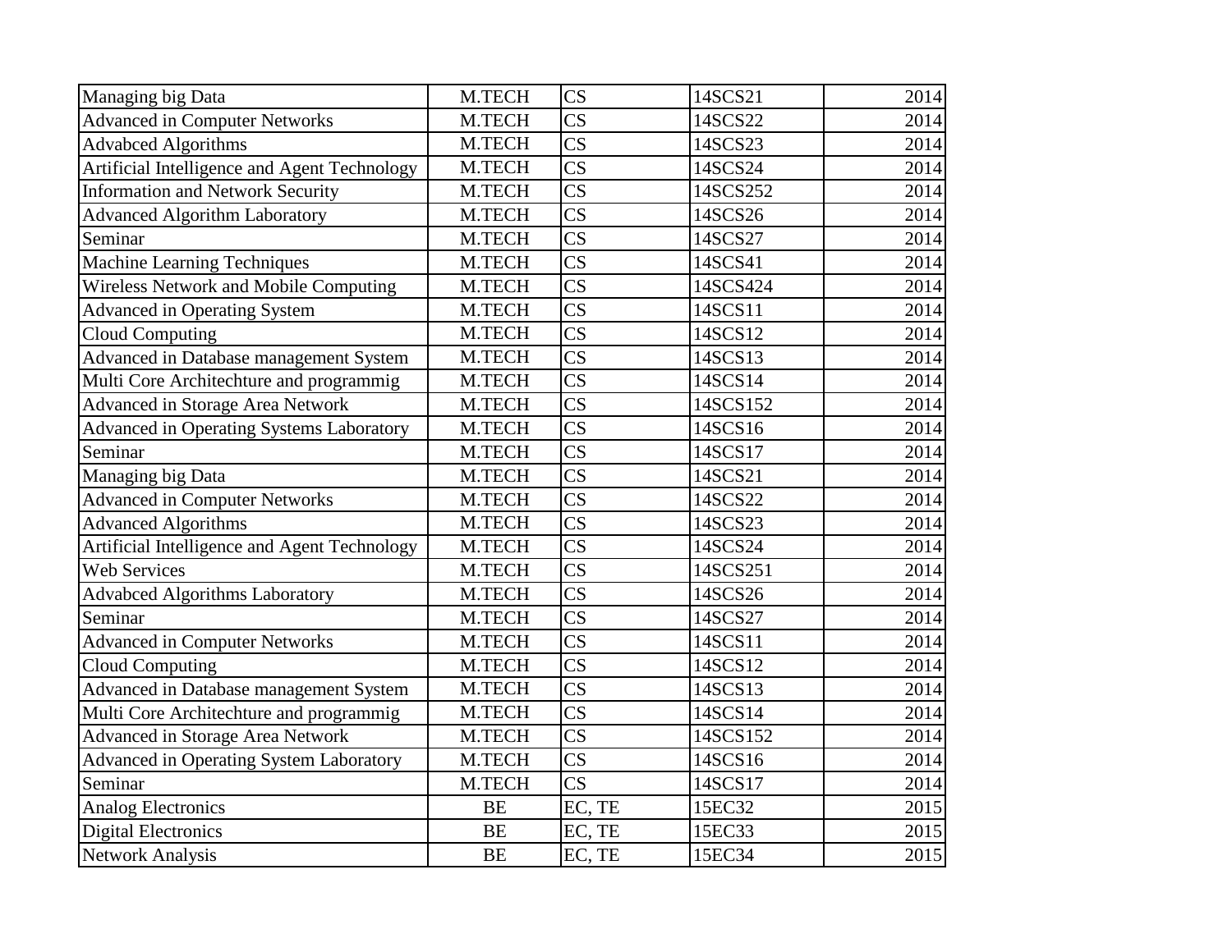| | | | | |
|---|---|---|---|---|
| Managing big Data | M.TECH | CS | 14SCS21 | 2014 |
| Advanced in Computer Networks | M.TECH | CS | 14SCS22 | 2014 |
| Advabced Algorithms | M.TECH | CS | 14SCS23 | 2014 |
| Artificial Intelligence and Agent Technology | M.TECH | CS | 14SCS24 | 2014 |
| Information and Network Security | M.TECH | CS | 14SCS252 | 2014 |
| Advanced Algorithm Laboratory | M.TECH | CS | 14SCS26 | 2014 |
| Seminar | M.TECH | CS | 14SCS27 | 2014 |
| Machine Learning Techniques | M.TECH | CS | 14SCS41 | 2014 |
| Wireless Network and Mobile Computing | M.TECH | CS | 14SCS424 | 2014 |
| Advanced in Operating System | M.TECH | CS | 14SCS11 | 2014 |
| Cloud Computing | M.TECH | CS | 14SCS12 | 2014 |
| Advanced in Database management System | M.TECH | CS | 14SCS13 | 2014 |
| Multi Core Architechture and programmig | M.TECH | CS | 14SCS14 | 2014 |
| Advanced in Storage Area Network | M.TECH | CS | 14SCS152 | 2014 |
| Advanced in Operating Systems Laboratory | M.TECH | CS | 14SCS16 | 2014 |
| Seminar | M.TECH | CS | 14SCS17 | 2014 |
| Managing big Data | M.TECH | CS | 14SCS21 | 2014 |
| Advanced in Computer Networks | M.TECH | CS | 14SCS22 | 2014 |
| Advanced Algorithms | M.TECH | CS | 14SCS23 | 2014 |
| Artificial Intelligence and Agent Technology | M.TECH | CS | 14SCS24 | 2014 |
| Web Services | M.TECH | CS | 14SCS251 | 2014 |
| Advabced Algorithms Laboratory | M.TECH | CS | 14SCS26 | 2014 |
| Seminar | M.TECH | CS | 14SCS27 | 2014 |
| Advanced in Computer Networks | M.TECH | CS | 14SCS11 | 2014 |
| Cloud Computing | M.TECH | CS | 14SCS12 | 2014 |
| Advanced in Database management System | M.TECH | CS | 14SCS13 | 2014 |
| Multi Core Architechture and programmig | M.TECH | CS | 14SCS14 | 2014 |
| Advanced in Storage Area Network | M.TECH | CS | 14SCS152 | 2014 |
| Advanced in Operating System Laboratory | M.TECH | CS | 14SCS16 | 2014 |
| Seminar | M.TECH | CS | 14SCS17 | 2014 |
| Analog Electronics | BE | EC, TE | 15EC32 | 2015 |
| Digital Electronics | BE | EC, TE | 15EC33 | 2015 |
| Network Analysis | BE | EC, TE | 15EC34 | 2015 |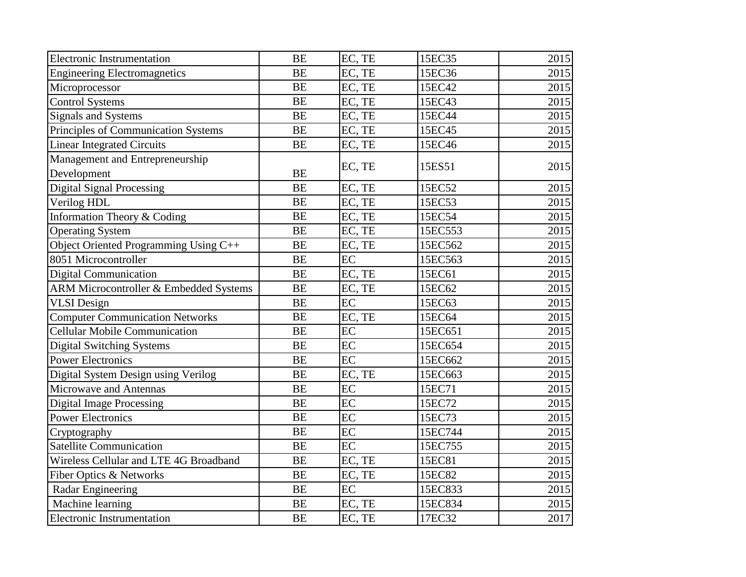| | | | | |
|---|---|---|---|---|
| Electronic Instrumentation | BE | EC, TE | 15EC35 | 2015 |
| Engineering Electromagnetics | BE | EC, TE | 15EC36 | 2015 |
| Microprocessor | BE | EC, TE | 15EC42 | 2015 |
| Control Systems | BE | EC, TE | 15EC43 | 2015 |
| Signals and Systems | BE | EC, TE | 15EC44 | 2015 |
| Principles of Communication Systems | BE | EC, TE | 15EC45 | 2015 |
| Linear Integrated Circuits | BE | EC, TE | 15EC46 | 2015 |
| Management and Entrepreneurship Development | BE | EC, TE | 15ES51 | 2015 |
| Digital Signal Processing | BE | EC, TE | 15EC52 | 2015 |
| Verilog HDL | BE | EC, TE | 15EC53 | 2015 |
| Information Theory & Coding | BE | EC, TE | 15EC54 | 2015 |
| Operating System | BE | EC, TE | 15EC553 | 2015 |
| Object Oriented Programming Using C++ | BE | EC, TE | 15EC562 | 2015 |
| 8051 Microcontroller | BE | EC | 15EC563 | 2015 |
| Digital Communication | BE | EC, TE | 15EC61 | 2015 |
| ARM Microcontroller & Embedded Systems | BE | EC, TE | 15EC62 | 2015 |
| VLSI Design | BE | EC | 15EC63 | 2015 |
| Computer Communication Networks | BE | EC, TE | 15EC64 | 2015 |
| Cellular Mobile Communication | BE | EC | 15EC651 | 2015 |
| Digital Switching Systems | BE | EC | 15EC654 | 2015 |
| Power Electronics | BE | EC | 15EC662 | 2015 |
| Digital System Design using Verilog | BE | EC, TE | 15EC663 | 2015 |
| Microwave and Antennas | BE | EC | 15EC71 | 2015 |
| Digital Image Processing | BE | EC | 15EC72 | 2015 |
| Power Electronics | BE | EC | 15EC73 | 2015 |
| Cryptography | BE | EC | 15EC744 | 2015 |
| Satellite Communication | BE | EC | 15EC755 | 2015 |
| Wireless Cellular and LTE 4G Broadband | BE | EC, TE | 15EC81 | 2015 |
| Fiber Optics & Networks | BE | EC, TE | 15EC82 | 2015 |
| Radar Engineering | BE | EC | 15EC833 | 2015 |
| Machine learning | BE | EC, TE | 15EC834 | 2015 |
| Electronic Instrumentation | BE | EC, TE | 17EC32 | 2017 |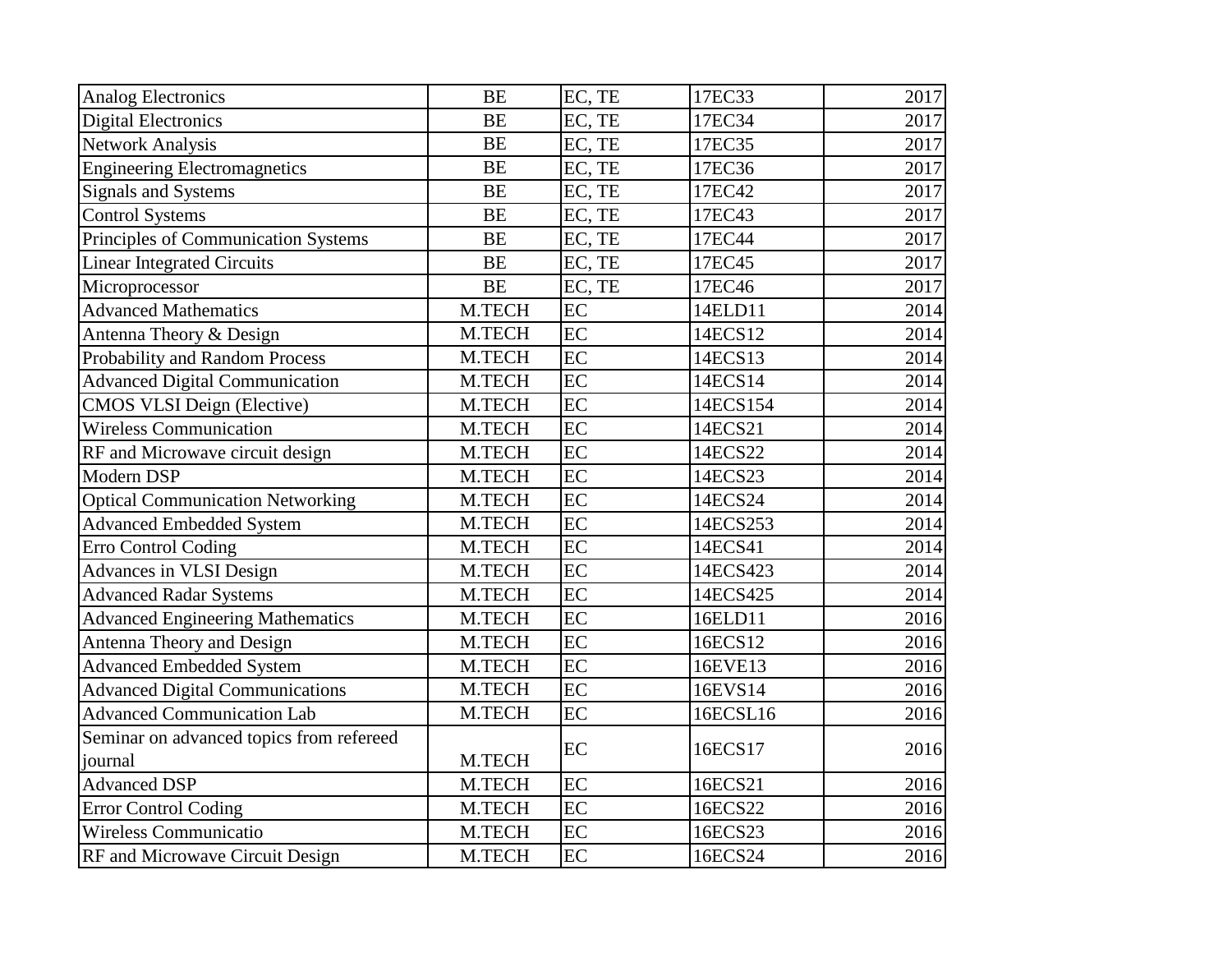| | | | | |
|---|---|---|---|---|
| Analog Electronics | BE | EC, TE | 17EC33 | 2017 |
| Digital Electronics | BE | EC, TE | 17EC34 | 2017 |
| Network Analysis | BE | EC, TE | 17EC35 | 2017 |
| Engineering Electromagnetics | BE | EC, TE | 17EC36 | 2017 |
| Signals and Systems | BE | EC, TE | 17EC42 | 2017 |
| Control Systems | BE | EC, TE | 17EC43 | 2017 |
| Principles of Communication Systems | BE | EC, TE | 17EC44 | 2017 |
| Linear Integrated Circuits | BE | EC, TE | 17EC45 | 2017 |
| Microprocessor | BE | EC, TE | 17EC46 | 2017 |
| Advanced Mathematics | M.TECH | EC | 14ELD11 | 2014 |
| Antenna Theory & Design | M.TECH | EC | 14ECS12 | 2014 |
| Probability and Random Process | M.TECH | EC | 14ECS13 | 2014 |
| Advanced Digital Communication | M.TECH | EC | 14ECS14 | 2014 |
| CMOS VLSI Deign (Elective) | M.TECH | EC | 14ECS154 | 2014 |
| Wireless Communication | M.TECH | EC | 14ECS21 | 2014 |
| RF and Microwave circuit design | M.TECH | EC | 14ECS22 | 2014 |
| Modern DSP | M.TECH | EC | 14ECS23 | 2014 |
| Optical Communication Networking | M.TECH | EC | 14ECS24 | 2014 |
| Advanced Embedded System | M.TECH | EC | 14ECS253 | 2014 |
| Erro Control Coding | M.TECH | EC | 14ECS41 | 2014 |
| Advances in VLSI Design | M.TECH | EC | 14ECS423 | 2014 |
| Advanced Radar Systems | M.TECH | EC | 14ECS425 | 2014 |
| Advanced Engineering Mathematics | M.TECH | EC | 16ELD11 | 2016 |
| Antenna Theory and Design | M.TECH | EC | 16ECS12 | 2016 |
| Advanced Embedded System | M.TECH | EC | 16EVE13 | 2016 |
| Advanced Digital Communications | M.TECH | EC | 16EVS14 | 2016 |
| Advanced Communication Lab | M.TECH | EC | 16ECSL16 | 2016 |
| Seminar on advanced topics from refereed journal | M.TECH | EC | 16ECS17 | 2016 |
| Advanced DSP | M.TECH | EC | 16ECS21 | 2016 |
| Error Control Coding | M.TECH | EC | 16ECS22 | 2016 |
| Wireless Communicatio | M.TECH | EC | 16ECS23 | 2016 |
| RF and Microwave Circuit Design | M.TECH | EC | 16ECS24 | 2016 |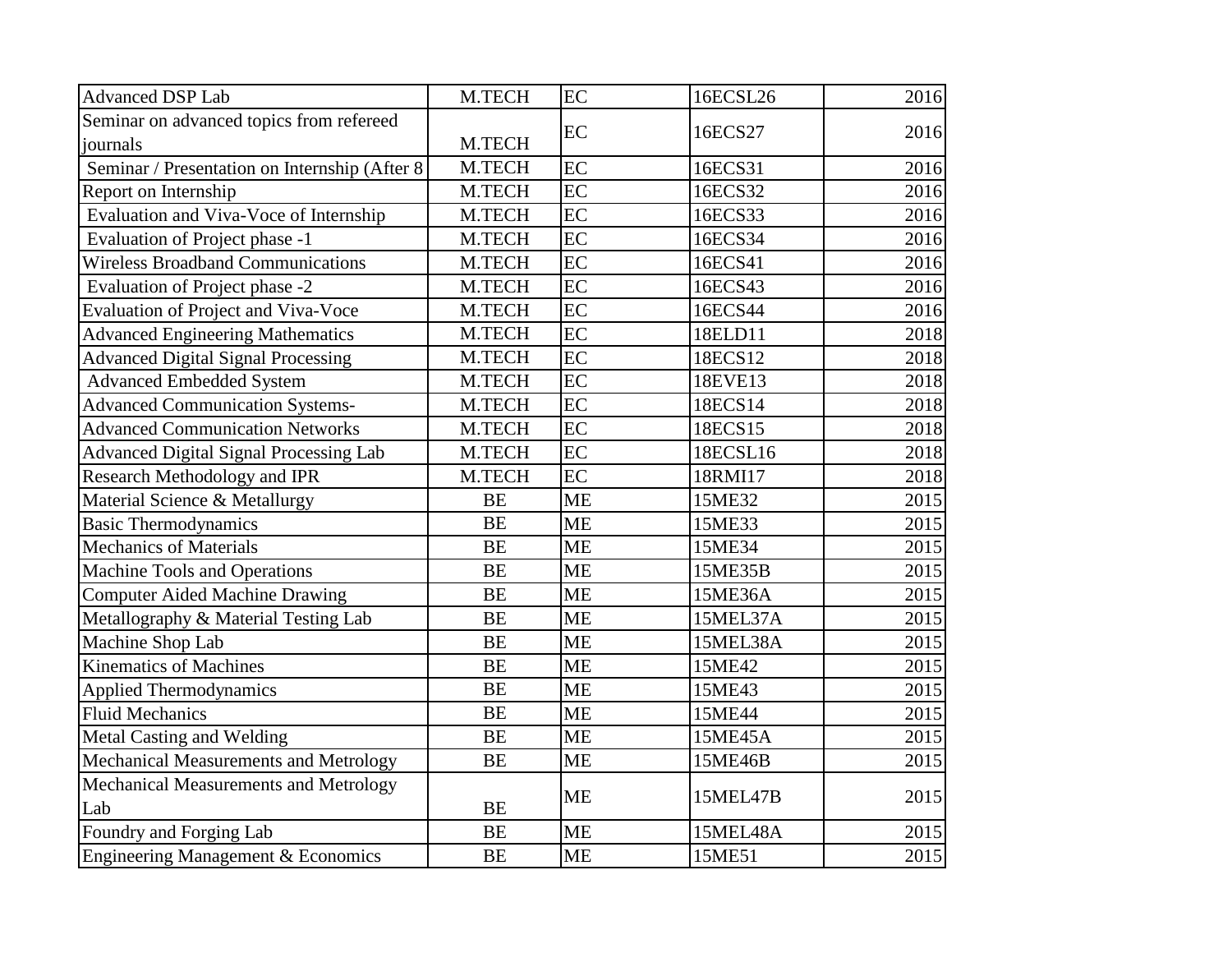| Advanced DSP Lab | M.TECH | EC | 16ECSL26 | 2016 |
|---|---|---|---|---|
| Seminar on advanced topics from refereed journals | M.TECH | EC | 16ECS27 | 2016 |
| Seminar / Presentation on Internship (After 8 | M.TECH | EC | 16ECS31 | 2016 |
| Report on Internship | M.TECH | EC | 16ECS32 | 2016 |
| Evaluation and Viva-Voce of Internship | M.TECH | EC | 16ECS33 | 2016 |
| Evaluation of Project phase -1 | M.TECH | EC | 16ECS34 | 2016 |
| Wireless Broadband Communications | M.TECH | EC | 16ECS41 | 2016 |
| Evaluation of Project phase -2 | M.TECH | EC | 16ECS43 | 2016 |
| Evaluation of Project and Viva-Voce | M.TECH | EC | 16ECS44 | 2016 |
| Advanced Engineering Mathematics | M.TECH | EC | 18ELD11 | 2018 |
| Advanced Digital Signal Processing | M.TECH | EC | 18ECS12 | 2018 |
| Advanced Embedded System | M.TECH | EC | 18EVE13 | 2018 |
| Advanced Communication Systems- | M.TECH | EC | 18ECS14 | 2018 |
| Advanced Communication Networks | M.TECH | EC | 18ECS15 | 2018 |
| Advanced Digital Signal Processing Lab | M.TECH | EC | 18ECSL16 | 2018 |
| Research Methodology and IPR | M.TECH | EC | 18RMI17 | 2018 |
| Material Science & Metallurgy | BE | ME | 15ME32 | 2015 |
| Basic Thermodynamics | BE | ME | 15ME33 | 2015 |
| Mechanics of Materials | BE | ME | 15ME34 | 2015 |
| Machine Tools and Operations | BE | ME | 15ME35B | 2015 |
| Computer Aided Machine Drawing | BE | ME | 15ME36A | 2015 |
| Metallography & Material Testing Lab | BE | ME | 15MEL37A | 2015 |
| Machine Shop Lab | BE | ME | 15MEL38A | 2015 |
| Kinematics of Machines | BE | ME | 15ME42 | 2015 |
| Applied Thermodynamics | BE | ME | 15ME43 | 2015 |
| Fluid Mechanics | BE | ME | 15ME44 | 2015 |
| Metal Casting and Welding | BE | ME | 15ME45A | 2015 |
| Mechanical Measurements and Metrology | BE | ME | 15ME46B | 2015 |
| Mechanical Measurements and Metrology Lab | BE | ME | 15MEL47B | 2015 |
| Foundry and Forging Lab | BE | ME | 15MEL48A | 2015 |
| Engineering Management & Economics | BE | ME | 15ME51 | 2015 |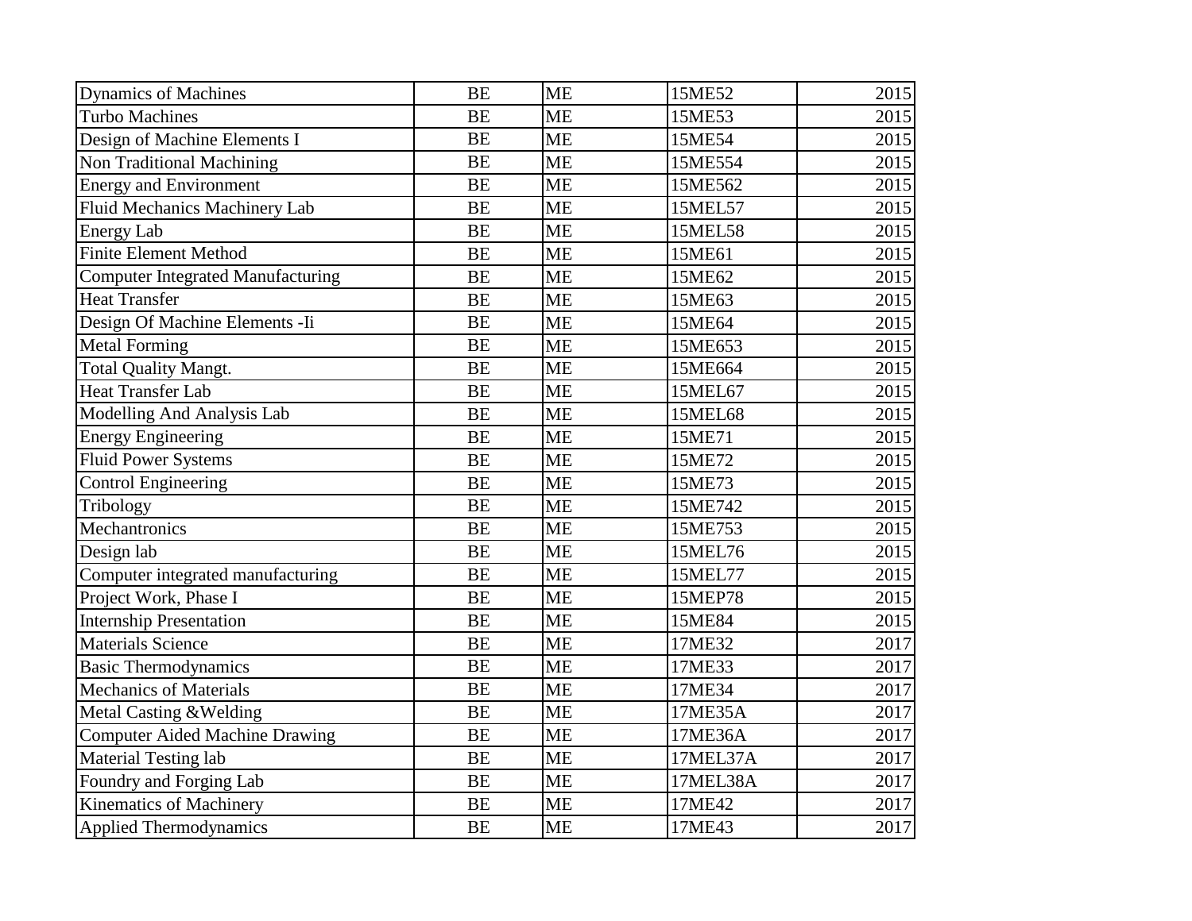| Dynamics of Machines | BE | ME | 15ME52 | 2015 |
|---|---|---|---|---|
| Turbo Machines | BE | ME | 15ME53 | 2015 |
| Design of Machine Elements I | BE | ME | 15ME54 | 2015 |
| Non Traditional Machining | BE | ME | 15ME554 | 2015 |
| Energy and Environment | BE | ME | 15ME562 | 2015 |
| Fluid Mechanics Machinery Lab | BE | ME | 15MEL57 | 2015 |
| Energy Lab | BE | ME | 15MEL58 | 2015 |
| Finite Element Method | BE | ME | 15ME61 | 2015 |
| Computer Integrated Manufacturing | BE | ME | 15ME62 | 2015 |
| Heat Transfer | BE | ME | 15ME63 | 2015 |
| Design Of Machine Elements -Ii | BE | ME | 15ME64 | 2015 |
| Metal Forming | BE | ME | 15ME653 | 2015 |
| Total Quality Mangt. | BE | ME | 15ME664 | 2015 |
| Heat Transfer Lab | BE | ME | 15MEL67 | 2015 |
| Modelling And Analysis Lab | BE | ME | 15MEL68 | 2015 |
| Energy Engineering | BE | ME | 15ME71 | 2015 |
| Fluid Power Systems | BE | ME | 15ME72 | 2015 |
| Control Engineering | BE | ME | 15ME73 | 2015 |
| Tribology | BE | ME | 15ME742 | 2015 |
| Mechantronics | BE | ME | 15ME753 | 2015 |
| Design lab | BE | ME | 15MEL76 | 2015 |
| Computer integrated manufacturing | BE | ME | 15MEL77 | 2015 |
| Project Work, Phase I | BE | ME | 15MEP78 | 2015 |
| Internship Presentation | BE | ME | 15ME84 | 2015 |
| Materials Science | BE | ME | 17ME32 | 2017 |
| Basic Thermodynamics | BE | ME | 17ME33 | 2017 |
| Mechanics of Materials | BE | ME | 17ME34 | 2017 |
| Metal Casting &Welding | BE | ME | 17ME35A | 2017 |
| Computer Aided Machine Drawing | BE | ME | 17ME36A | 2017 |
| Material Testing lab | BE | ME | 17MEL37A | 2017 |
| Foundry and Forging Lab | BE | ME | 17MEL38A | 2017 |
| Kinematics of Machinery | BE | ME | 17ME42 | 2017 |
| Applied Thermodynamics | BE | ME | 17ME43 | 2017 |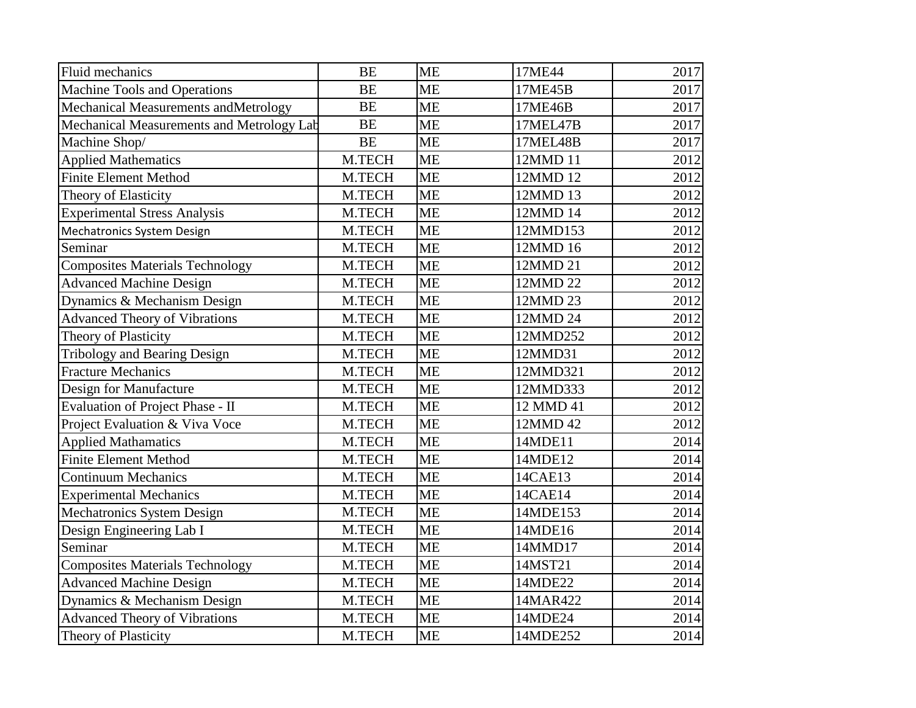| | | | | |
|---|---|---|---|---|
| Fluid mechanics | BE | ME | 17ME44 | 2017 |
| Machine Tools and Operations | BE | ME | 17ME45B | 2017 |
| Mechanical Measurements andMetrology | BE | ME | 17ME46B | 2017 |
| Mechanical Measurements and Metrology Lab | BE | ME | 17MEL47B | 2017 |
| Machine Shop/ | BE | ME | 17MEL48B | 2017 |
| Applied Mathematics | M.TECH | ME | 12MMD 11 | 2012 |
| Finite Element Method | M.TECH | ME | 12MMD 12 | 2012 |
| Theory of Elasticity | M.TECH | ME | 12MMD 13 | 2012 |
| Experimental Stress Analysis | M.TECH | ME | 12MMD 14 | 2012 |
| Mechatronics System Design | M.TECH | ME | 12MMD153 | 2012 |
| Seminar | M.TECH | ME | 12MMD 16 | 2012 |
| Composites Materials Technology | M.TECH | ME | 12MMD 21 | 2012 |
| Advanced Machine Design | M.TECH | ME | 12MMD 22 | 2012 |
| Dynamics & Mechanism Design | M.TECH | ME | 12MMD 23 | 2012 |
| Advanced Theory of Vibrations | M.TECH | ME | 12MMD 24 | 2012 |
| Theory of Plasticity | M.TECH | ME | 12MMD252 | 2012 |
| Tribology and Bearing Design | M.TECH | ME | 12MMD31 | 2012 |
| Fracture Mechanics | M.TECH | ME | 12MMD321 | 2012 |
| Design for Manufacture | M.TECH | ME | 12MMD333 | 2012 |
| Evaluation of Project Phase - II | M.TECH | ME | 12 MMD 41 | 2012 |
| Project Evaluation & Viva Voce | M.TECH | ME | 12MMD 42 | 2012 |
| Applied Mathamatics | M.TECH | ME | 14MDE11 | 2014 |
| Finite Element Method | M.TECH | ME | 14MDE12 | 2014 |
| Continuum Mechanics | M.TECH | ME | 14CAE13 | 2014 |
| Experimental Mechanics | M.TECH | ME | 14CAE14 | 2014 |
| Mechatronics System Design | M.TECH | ME | 14MDE153 | 2014 |
| Design Engineering Lab I | M.TECH | ME | 14MDE16 | 2014 |
| Seminar | M.TECH | ME | 14MMD17 | 2014 |
| Composites Materials Technology | M.TECH | ME | 14MST21 | 2014 |
| Advanced Machine Design | M.TECH | ME | 14MDE22 | 2014 |
| Dynamics & Mechanism Design | M.TECH | ME | 14MAR422 | 2014 |
| Advanced Theory of Vibrations | M.TECH | ME | 14MDE24 | 2014 |
| Theory of Plasticity | M.TECH | ME | 14MDE252 | 2014 |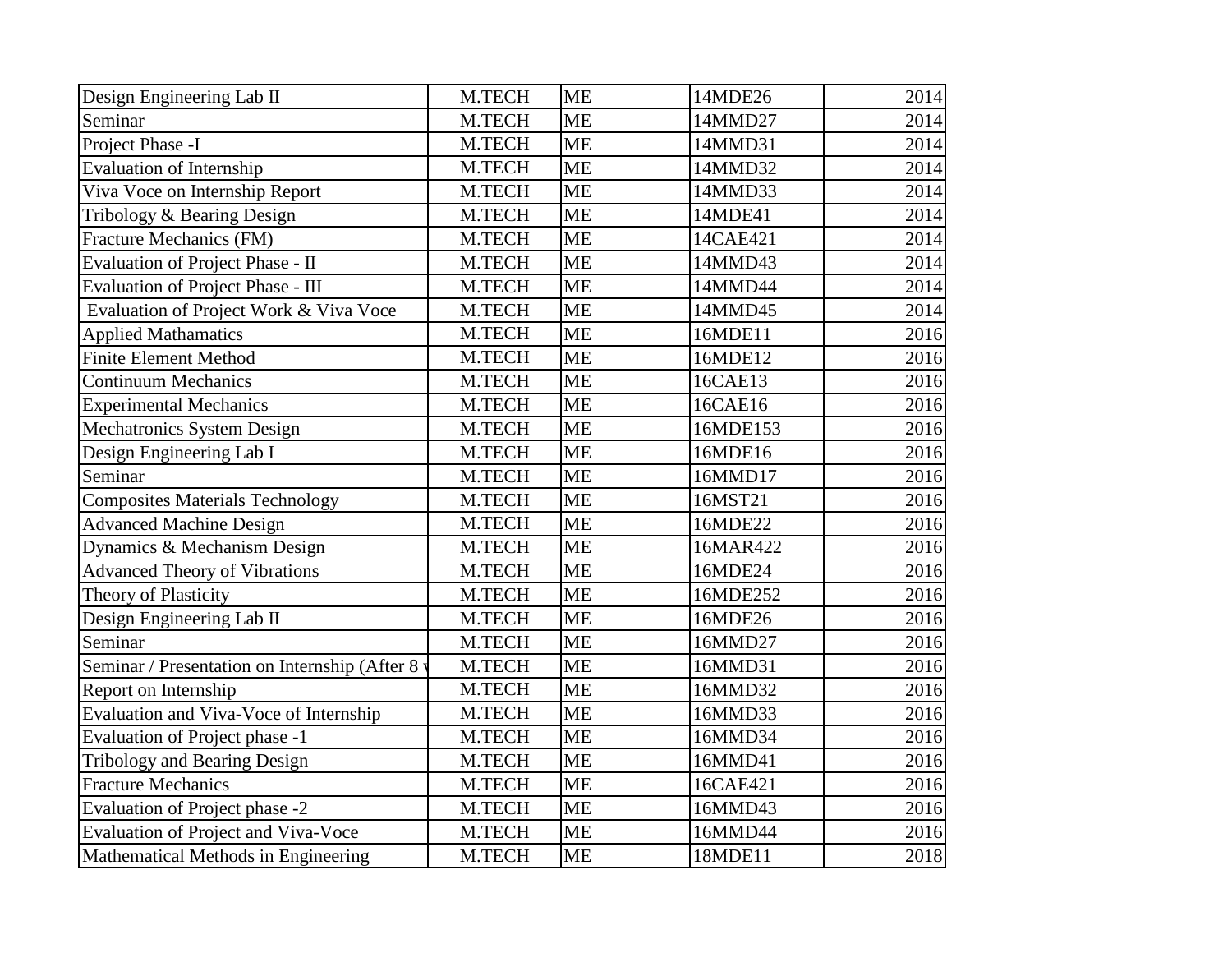| | | | | |
|---|---|---|---|---|
| Design Engineering Lab II | M.TECH | ME | 14MDE26 | 2014 |
| Seminar | M.TECH | ME | 14MMD27 | 2014 |
| Project Phase -I | M.TECH | ME | 14MMD31 | 2014 |
| Evaluation of Internship | M.TECH | ME | 14MMD32 | 2014 |
| Viva Voce on Internship Report | M.TECH | ME | 14MMD33 | 2014 |
| Tribology & Bearing Design | M.TECH | ME | 14MDE41 | 2014 |
| Fracture Mechanics (FM) | M.TECH | ME | 14CAE421 | 2014 |
| Evaluation of Project Phase - II | M.TECH | ME | 14MMD43 | 2014 |
| Evaluation of Project Phase - III | M.TECH | ME | 14MMD44 | 2014 |
| Evaluation of Project Work & Viva Voce | M.TECH | ME | 14MMD45 | 2014 |
| Applied Mathamatics | M.TECH | ME | 16MDE11 | 2016 |
| Finite Element Method | M.TECH | ME | 16MDE12 | 2016 |
| Continuum Mechanics | M.TECH | ME | 16CAE13 | 2016 |
| Experimental Mechanics | M.TECH | ME | 16CAE16 | 2016 |
| Mechatronics System Design | M.TECH | ME | 16MDE153 | 2016 |
| Design Engineering Lab I | M.TECH | ME | 16MDE16 | 2016 |
| Seminar | M.TECH | ME | 16MMD17 | 2016 |
| Composites Materials Technology | M.TECH | ME | 16MST21 | 2016 |
| Advanced Machine Design | M.TECH | ME | 16MDE22 | 2016 |
| Dynamics & Mechanism Design | M.TECH | ME | 16MAR422 | 2016 |
| Advanced Theory of Vibrations | M.TECH | ME | 16MDE24 | 2016 |
| Theory of Plasticity | M.TECH | ME | 16MDE252 | 2016 |
| Design Engineering Lab II | M.TECH | ME | 16MDE26 | 2016 |
| Seminar | M.TECH | ME | 16MMD27 | 2016 |
| Seminar / Presentation on Internship (After 8 v | M.TECH | ME | 16MMD31 | 2016 |
| Report on Internship | M.TECH | ME | 16MMD32 | 2016 |
| Evaluation and Viva-Voce of Internship | M.TECH | ME | 16MMD33 | 2016 |
| Evaluation of Project phase -1 | M.TECH | ME | 16MMD34 | 2016 |
| Tribology and Bearing Design | M.TECH | ME | 16MMD41 | 2016 |
| Fracture Mechanics | M.TECH | ME | 16CAE421 | 2016 |
| Evaluation of Project phase -2 | M.TECH | ME | 16MMD43 | 2016 |
| Evaluation of Project and Viva-Voce | M.TECH | ME | 16MMD44 | 2016 |
| Mathematical Methods in Engineering | M.TECH | ME | 18MDE11 | 2018 |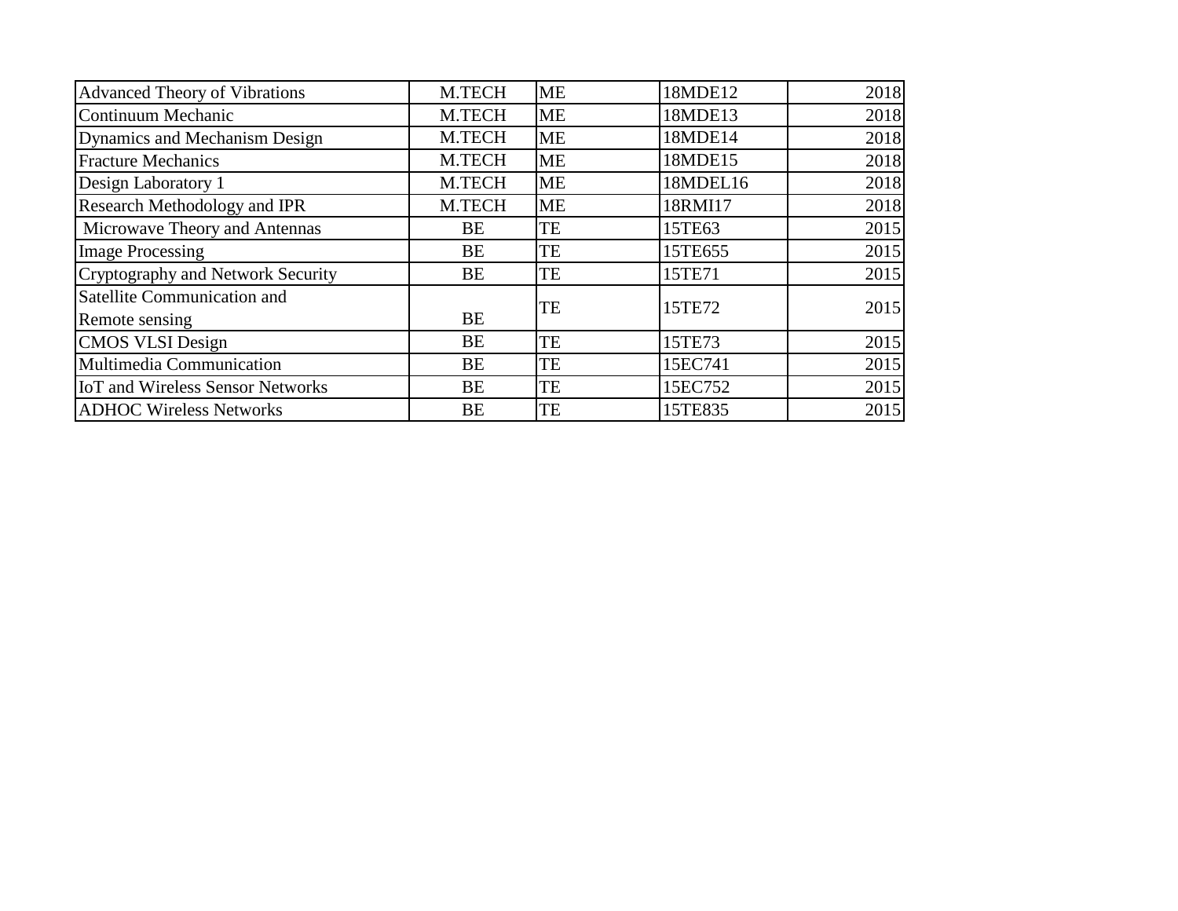| | | | | |
|---|---|---|---|---|
| Advanced Theory of Vibrations | M.TECH | ME | 18MDE12 | 2018 |
| Continuum Mechanic | M.TECH | ME | 18MDE13 | 2018 |
| Dynamics and Mechanism Design | M.TECH | ME | 18MDE14 | 2018 |
| Fracture Mechanics | M.TECH | ME | 18MDE15 | 2018 |
| Design Laboratory 1 | M.TECH | ME | 18MDEL16 | 2018 |
| Research Methodology and IPR | M.TECH | ME | 18RMI17 | 2018 |
| Microwave Theory and Antennas | BE | TE | 15TE63 | 2015 |
| Image Processing | BE | TE | 15TE655 | 2015 |
| Cryptography and Network Security | BE | TE | 15TE71 | 2015 |
| Satellite Communication and Remote sensing | BE | TE | 15TE72 | 2015 |
| CMOS VLSI Design | BE | TE | 15TE73 | 2015 |
| Multimedia Communication | BE | TE | 15EC741 | 2015 |
| IoT and Wireless Sensor Networks | BE | TE | 15EC752 | 2015 |
| ADHOC Wireless Networks | BE | TE | 15TE835 | 2015 |